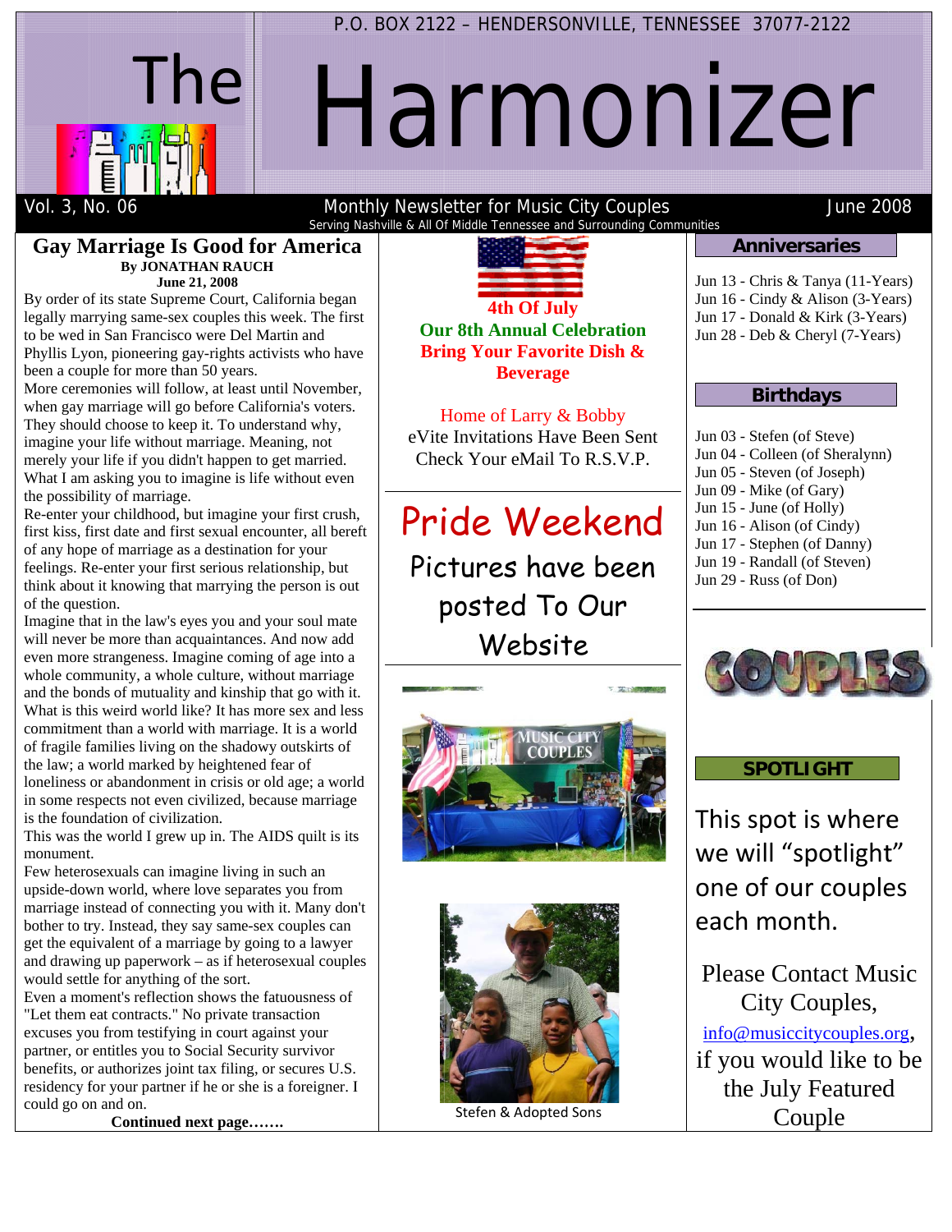P.O. BOX 2122 – HENDERSONVILLE, TENNESSEE 37077-2122

# The Harmonizer

Vol. 3, No. 06 | Monthly Newsletter for Music City Couples | June 2008

Serving Nashville & All Of Middle Tennessee and Surrounding Communities

## Gay Marriage Is Good for America

**By JONATHAN RAUCH**
**June 21, 2008**

By order of its state Supreme Court, California began legally marrying same-sex couples this week. The first to be wed in San Francisco were Del Martin and Phyllis Lyon, pioneering gay-rights activists who have been a couple for more than 50 years.

More ceremonies will follow, at least until November, when gay marriage will go before California's voters. They should choose to keep it. To understand why, imagine your life without marriage. Meaning, not merely your life if you didn't happen to get married. What I am asking you to imagine is life without even the possibility of marriage.

Re-enter your childhood, but imagine your first crush, first kiss, first date and first sexual encounter, all bereft of any hope of marriage as a destination for your feelings. Re-enter your first serious relationship, but think about it knowing that marrying the person is out of the question.

Imagine that in the law's eyes you and your soul mate will never be more than acquaintances. And now add even more strangeness. Imagine coming of age into a whole community, a whole culture, without marriage and the bonds of mutuality and kinship that go with it.

What is this weird world like? It has more sex and less commitment than a world with marriage. It is a world of fragile families living on the shadowy outskirts of the law; a world marked by heightened fear of loneliness or abandonment in crisis or old age; a world in some respects not even civilized, because marriage is the foundation of civilization.

This was the world I grew up in. The AIDS quilt is its monument.

Few heterosexuals can imagine living in such an upside-down world, where love separates you from marriage instead of connecting you with it. Many don't bother to try. Instead, they say same-sex couples can get the equivalent of a marriage by going to a lawyer and drawing up paperwork – as if heterosexual couples would settle for anything of the sort.

Even a moment's reflection shows the fatuousness of "Let them eat contracts." No private transaction excuses you from testifying in court against your partner, or entitles you to Social Security survivor benefits, or authorizes joint tax filing, or secures U.S. residency for your partner if he or she is a foreigner. I could go on and on.

**Continued next page…….**

**4th Of July**
**Our 8th Annual Celebration**
**Bring Your Favorite Dish & Beverage**

Home of Larry & Bobby
eVite Invitations Have Been Sent
Check Your eMail To R.S.V.P.

## Pride Weekend

Pictures have been posted To Our Website

Stefen & Adopted Sons

### Anniversaries

Jun 13 - Chris & Tanya (11-Years)
Jun 16 - Cindy & Alison (3-Years)
Jun 17 - Donald & Kirk (3-Years)
Jun 28 - Deb & Cheryl (7-Years)

### Birthdays

Jun 03 - Stefen (of Steve)
Jun 04 - Colleen (of Sheralynn)
Jun 05 - Steven (of Joseph)
Jun 09 - Mike (of Gary)
Jun 15 - June (of Holly)
Jun 16 - Alison (of Cindy)
Jun 17 - Stephen (of Danny)
Jun 19 - Randall (of Steven)
Jun 29 - Russ (of Don)

COUPLES

### SPOTLIGHT

This spot is where we will "spotlight" one of our couples each month.

Please Contact Music City Couples, info@musiccitycouples.org, if you would like to be the July Featured Couple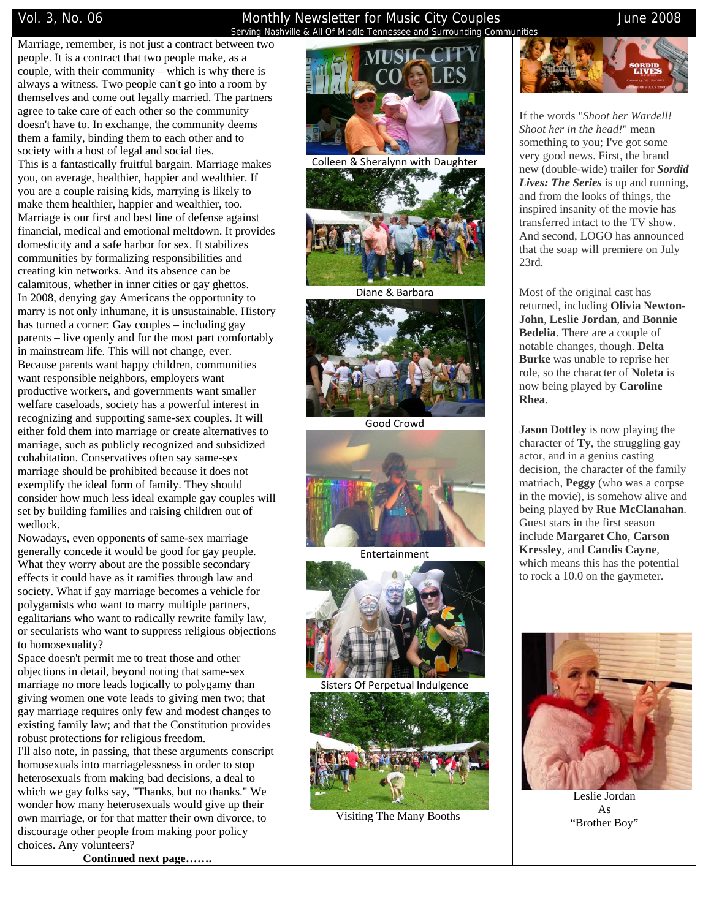Marriage, remember, is not just a contract between two people. It is a contract that two people make, as a couple, with their community – which is why there is always a witness. Two people can't go into a room by themselves and come out legally married. The partners agree to take care of each other so the community doesn't have to. In exchange, the community deems them a family, binding them to each other and to society with a host of legal and social ties.

This is a fantastically fruitful bargain. Marriage makes you, on average, healthier, happier and wealthier. If you are a couple raising kids, marrying is likely to make them healthier, happier and wealthier, too. Marriage is our first and best line of defense against financial, medical and emotional meltdown. It provides domesticity and a safe harbor for sex. It stabilizes communities by formalizing responsibilities and creating kin networks. And its absence can be calamitous, whether in inner cities or gay ghettos.

In 2008, denying gay Americans the opportunity to marry is not only inhumane, it is unsustainable. History has turned a corner: Gay couples – including gay parents – live openly and for the most part comfortably in mainstream life. This will not change, ever. Because parents want happy children, communities want responsible neighbors, employers want productive workers, and governments want smaller welfare caseloads, society has a powerful interest in recognizing and supporting same-sex couples. It will either fold them into marriage or create alternatives to marriage, such as publicly recognized and subsidized cohabitation. Conservatives often say same-sex marriage should be prohibited because it does not exemplify the ideal form of family. They should consider how much less ideal example gay couples will set by building families and raising children out of wedlock.

Nowadays, even opponents of same-sex marriage generally concede it would be good for gay people. What they worry about are the possible secondary effects it could have as it ramifies through law and society. What if gay marriage becomes a vehicle for polygamists who want to marry multiple partners, egalitarians who want to radically rewrite family law, or secularists who want to suppress religious objections to homosexuality?

Space doesn't permit me to treat those and other objections in detail, beyond noting that same-sex marriage no more leads logically to polygamy than giving women one vote leads to giving men two; that gay marriage requires only few and modest changes to existing family law; and that the Constitution provides robust protections for religious freedom.

I'll also note, in passing, that these arguments conscript homosexuals into marriagelessness in order to stop heterosexuals from making bad decisions, a deal to which we gay folks say, "Thanks, but no thanks." We wonder how many heterosexuals would give up their own marriage, or for that matter their own divorce, to discourage other people from making poor policy choices. Any volunteers?

**Continued next page…….**

Colleen & Sheralynn with Daughter

Diane & Barbara

Good Crowd

Entertainment

Sisters Of Perpetual Indulgence

Visiting The Many Booths

If the words "*Shoot her Wardell! Shoot her in the head!*" mean something to you; I've got some very good news. First, the brand new (double-wide) trailer for ***Sordid Lives: The Series*** is up and running, and from the looks of things, the inspired insanity of the movie has transferred intact to the TV show. And second, LOGO has announced that the soap will premiere on July 23rd.

Most of the original cast has returned, including **Olivia Newton-John**, **Leslie Jordan**, and **Bonnie Bedelia**. There are a couple of notable changes, though. **Delta Burke** was unable to reprise her role, so the character of **Noleta** is now being played by **Caroline Rhea**.

**Jason Dottley** is now playing the character of **Ty**, the struggling gay actor, and in a genius casting decision, the character of the family matriach, **Peggy** (who was a corpse in the movie), is somehow alive and being played by **Rue McClanahan**. Guest stars in the first season include **Margaret Cho**, **Carson Kressley**, and **Candis Cayne**, which means this has the potential to rock a 10.0 on the gaymeter.

Leslie Jordan
As
"Brother Boy"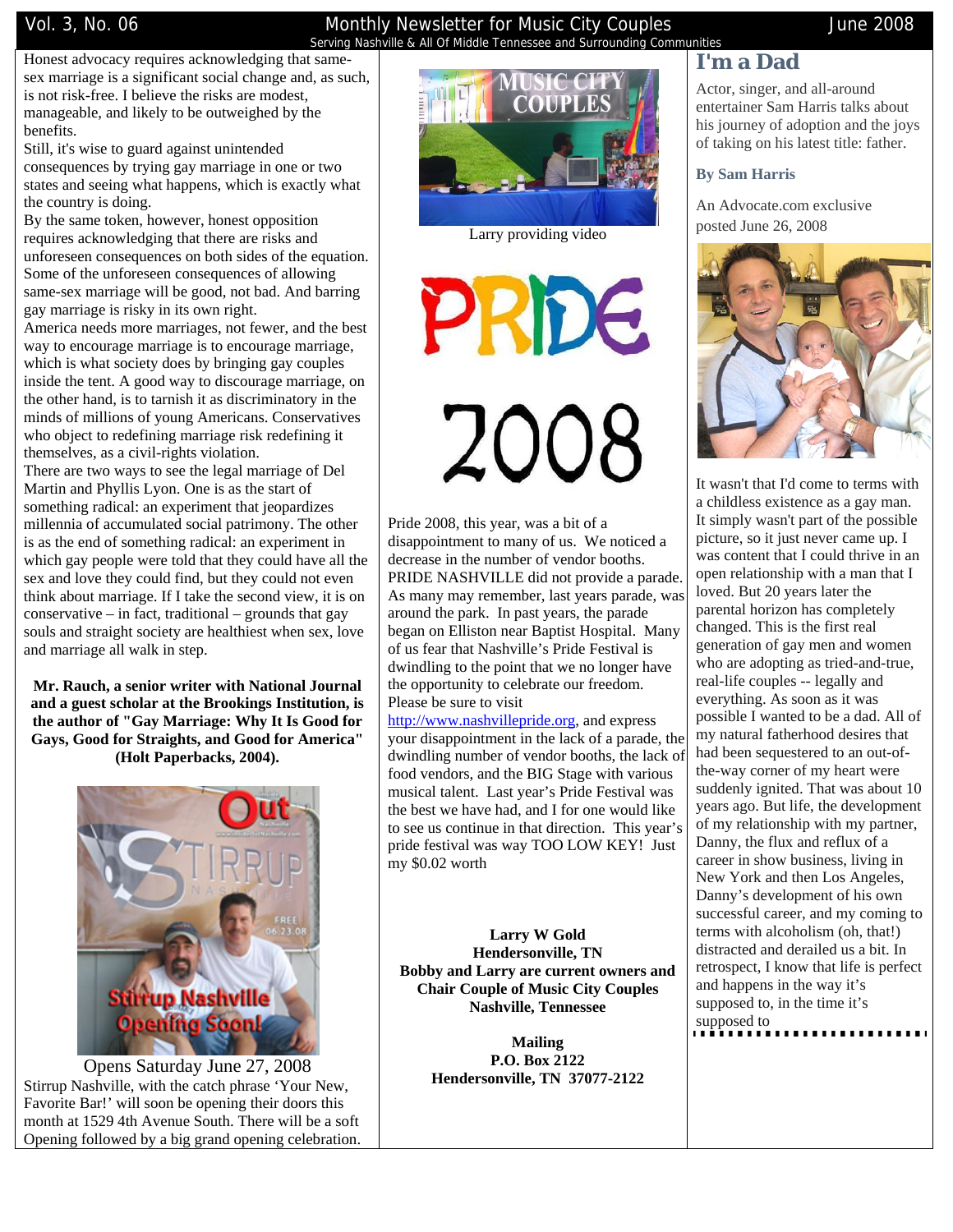Honest advocacy requires acknowledging that same-sex marriage is a significant social change and, as such, is not risk-free. I believe the risks are modest, manageable, and likely to be outweighed by the benefits.

Still, it's wise to guard against unintended consequences by trying gay marriage in one or two states and seeing what happens, which is exactly what the country is doing.

By the same token, however, honest opposition requires acknowledging that there are risks and unforeseen consequences on both sides of the equation. Some of the unforeseen consequences of allowing same-sex marriage will be good, not bad. And barring gay marriage is risky in its own right.

America needs more marriages, not fewer, and the best way to encourage marriage is to encourage marriage, which is what society does by bringing gay couples inside the tent. A good way to discourage marriage, on the other hand, is to tarnish it as discriminatory in the minds of millions of young Americans. Conservatives who object to redefining marriage risk redefining it themselves, as a civil-rights violation.

There are two ways to see the legal marriage of Del Martin and Phyllis Lyon. One is as the start of something radical: an experiment that jeopardizes millennia of accumulated social patrimony. The other is as the end of something radical: an experiment in which gay people were told that they could have all the sex and love they could find, but they could not even think about marriage. If I take the second view, it is on conservative – in fact, traditional – grounds that gay souls and straight society are healthiest when sex, love and marriage all walk in step.

**Mr. Rauch, a senior writer with National Journal and a guest scholar at the Brookings Institution, is the author of "Gay Marriage: Why It Is Good for Gays, Good for Straights, and Good for America" (Holt Paperbacks, 2004).**

Opens Saturday June 27, 2008

Stirrup Nashville, with the catch phrase 'Your New, Favorite Bar!' will soon be opening their doors this month at 1529 4th Avenue South. There will be a soft Opening followed by a big grand opening celebration.

Larry providing video

PRIDE 2008

Pride 2008, this year, was a bit of a disappointment to many of us. We noticed a decrease in the number of vendor booths. PRIDE NASHVILLE did not provide a parade. As many may remember, last years parade, was around the park. In past years, the parade began on Elliston near Baptist Hospital. Many of us fear that Nashville's Pride Festival is dwindling to the point that we no longer have the opportunity to celebrate our freedom. Please be sure to visit http://www.nashvillepride.org, and express your disappointment in the lack of a parade, the dwindling number of vendor booths, the lack of food vendors, and the BIG Stage with various musical talent. Last year's Pride Festival was the best we have had, and I for one would like to see us continue in that direction. This year's pride festival was way TOO LOW KEY! Just my $0.02 worth

**Larry W Gold**
**Hendersonville, TN**
**Bobby and Larry are current owners and Chair Couple of Music City Couples**
**Nashville, Tennessee**

**Mailing**
**P.O. Box 2122**
**Hendersonville, TN 37077-2122**

## I'm a Dad

Actor, singer, and all-around entertainer Sam Harris talks about his journey of adoption and the joys of taking on his latest title: father.

**By Sam Harris**

An Advocate.com exclusive posted June 26, 2008

It wasn't that I'd come to terms with a childless existence as a gay man. It simply wasn't part of the possible picture, so it just never came up. I was content that I could thrive in an open relationship with a man that I loved. But 20 years later the parental horizon has completely changed. This is the first real generation of gay men and women who are adopting as tried-and-true, real-life couples -- legally and everything. As soon as it was possible I wanted to be a dad. All of my natural fatherhood desires that had been sequestered to an out-of-the-way corner of my heart were suddenly ignited. That was about 10 years ago. But life, the development of my relationship with my partner, Danny, the flux and reflux of a career in show business, living in New York and then Los Angeles, Danny's development of his own successful career, and my coming to terms with alcoholism (oh, that!) distracted and derailed us a bit. In retrospect, I know that life is perfect and happens in the way it's supposed to, in the time it's supposed to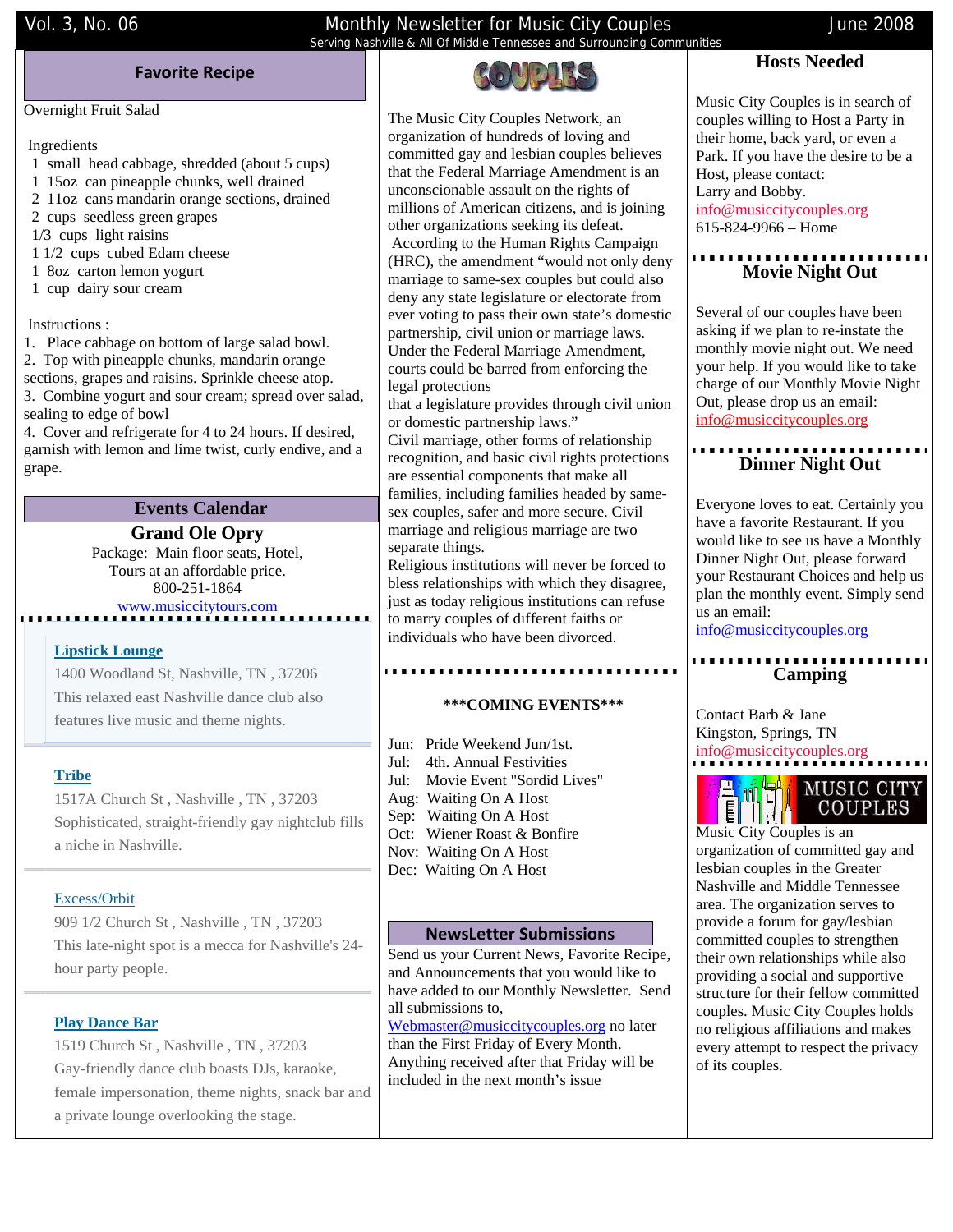## Favorite Recipe

Overnight Fruit Salad

Ingredients

- 1 small head cabbage, shredded (about 5 cups)
- 1 15oz can pineapple chunks, well drained
- 2 11oz cans mandarin orange sections, drained
- 2 cups seedless green grapes
- 1/3 cups light raisins
- 1 1/2 cups cubed Edam cheese
- 1 8oz carton lemon yogurt
- 1 cup dairy sour cream

Instructions :

1. Place cabbage on bottom of large salad bowl.
2. Top with pineapple chunks, mandarin orange sections, grapes and raisins. Sprinkle cheese atop.
3. Combine yogurt and sour cream; spread over salad, sealing to edge of bowl
4. Cover and refrigerate for 4 to 24 hours. If desired, garnish with lemon and lime twist, curly endive, and a grape.

## Events Calendar

### Grand Ole Opry

Package: Main floor seats, Hotel,
Tours at an affordable price.
800-251-1864
www.musiccitytours.com

**Lipstick Lounge**
1400 Woodland St, Nashville, TN , 37206
This relaxed east Nashville dance club also features live music and theme nights.

**Tribe**
1517A Church St , Nashville , TN , 37203
Sophisticated, straight-friendly gay nightclub fills a niche in Nashville.

Excess/Orbit
909 1/2 Church St , Nashville , TN , 37203
This late-night spot is a mecca for Nashville's 24-hour party people.

**Play Dance Bar**
1519 Church St , Nashville , TN , 37203
Gay-friendly dance club boasts DJs, karaoke, female impersonation, theme nights, snack bar and a private lounge overlooking the stage.

## COUPLES

The Music City Couples Network, an organization of hundreds of loving and committed gay and lesbian couples believes that the Federal Marriage Amendment is an unconscionable assault on the rights of millions of American citizens, and is joining other organizations seeking its defeat.

According to the Human Rights Campaign (HRC), the amendment "would not only deny marriage to same-sex couples but could also deny any state legislature or electorate from ever voting to pass their own state's domestic partnership, civil union or marriage laws. Under the Federal Marriage Amendment, courts could be barred from enforcing the legal protections that a legislature provides through civil union or domestic partnership laws."

Civil marriage, other forms of relationship recognition, and basic civil rights protections are essential components that make all families, including families headed by same-sex couples, safer and more secure. Civil marriage and religious marriage are two separate things.

Religious institutions will never be forced to bless relationships with which they disagree, just as today religious institutions can refuse to marry couples of different faiths or individuals who have been divorced.

**\*\*\*COMING EVENTS\*\*\***

- Jun: Pride Weekend Jun/1st.
- Jul: 4th. Annual Festivities
- Jul: Movie Event "Sordid Lives"
- Aug: Waiting On A Host
- Sep: Waiting On A Host
- Oct: Wiener Roast & Bonfire
- Nov: Waiting On A Host
- Dec: Waiting On A Host

## NewsLetter Submissions

Send us your Current News, Favorite Recipe, and Announcements that you would like to have added to our Monthly Newsletter. Send all submissions to, Webmaster@musiccitycouples.org no later than the First Friday of Every Month. Anything received after that Friday will be included in the next month's issue

## Hosts Needed

Music City Couples is in search of couples willing to Host a Party in their home, back yard, or even a Park. If you have the desire to be a Host, please contact:
Larry and Bobby.
info@musiccitycouples.org
615-824-9966 – Home

## Movie Night Out

Several of our couples have been asking if we plan to re-instate the monthly movie night out. We need your help. If you would like to take charge of our Monthly Movie Night Out, please drop us an email:
info@musiccitycouples.org

## Dinner Night Out

Everyone loves to eat. Certainly you have a favorite Restaurant. If you would like to see us have a Monthly Dinner Night Out, please forward your Restaurant Choices and help us plan the monthly event. Simply send us an email:
info@musiccitycouples.org

## Camping

Contact Barb & Jane
Kingston, Springs, TN
info@musiccitycouples.org

MUSIC CITY COUPLES

Music City Couples is an organization of committed gay and lesbian couples in the Greater Nashville and Middle Tennessee area. The organization serves to provide a forum for gay/lesbian committed couples to strengthen their own relationships while also providing a social and supportive structure for their fellow committed couples. Music City Couples holds no religious affiliations and makes every attempt to respect the privacy of its couples.